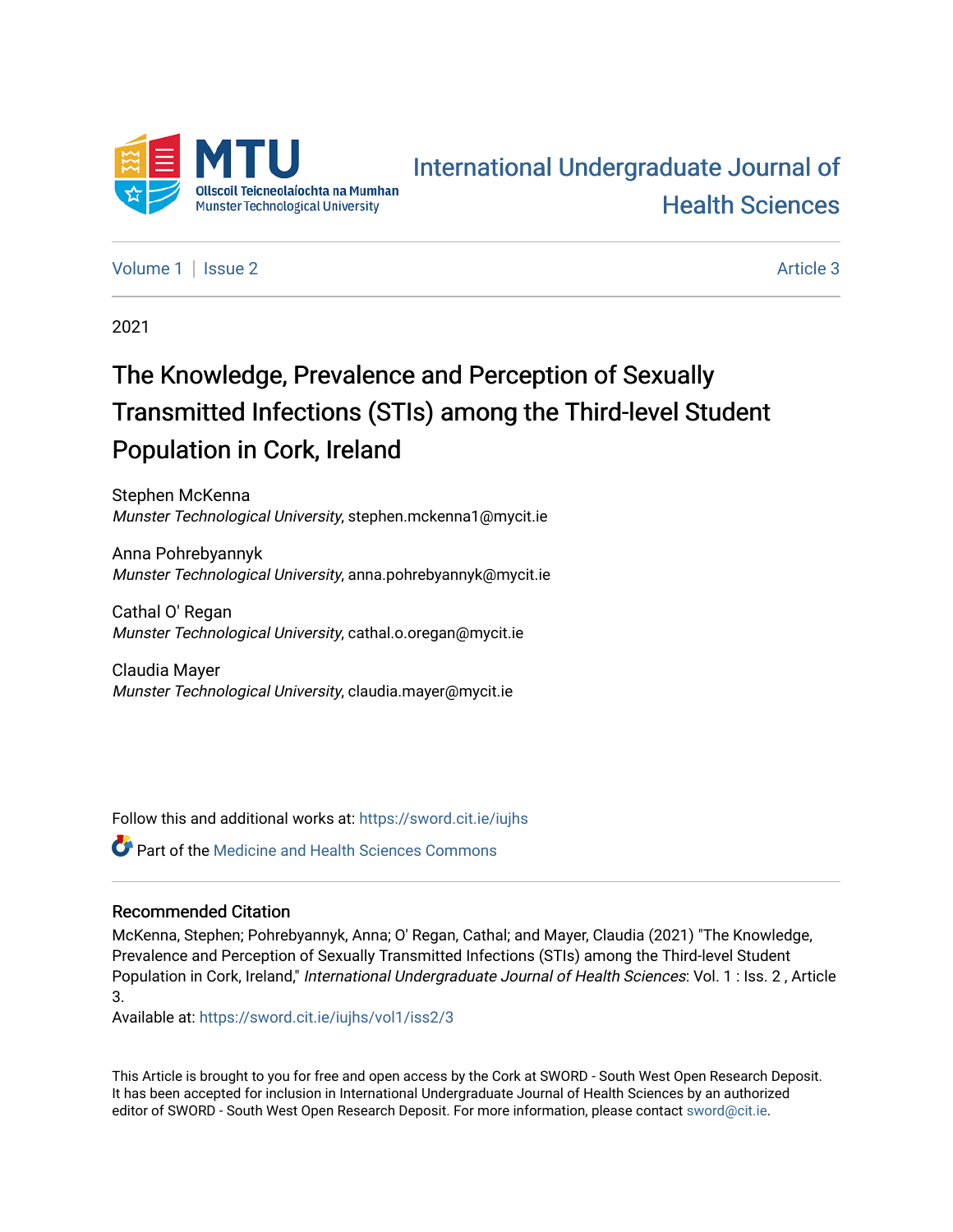MTU
Ollscoil Teicneolaíochta na Mumhan
Munster Technological University

International Undergraduate Journal of Health Sciences

Volume 1 | Issue 2 — Article 3

2021

# The Knowledge, Prevalence and Perception of Sexually Transmitted Infections (STIs) among the Third-level Student Population in Cork, Ireland

Stephen McKenna
*Munster Technological University*, stephen.mckenna1@mycit.ie

Anna Pohrebyannyk
*Munster Technological University*, anna.pohrebyannyk@mycit.ie

Cathal O' Regan
*Munster Technological University*, cathal.o.oregan@mycit.ie

Claudia Mayer
*Munster Technological University*, claudia.mayer@mycit.ie

Follow this and additional works at: https://sword.cit.ie/iujhs

Part of the Medicine and Health Sciences Commons

### Recommended Citation

McKenna, Stephen; Pohrebyannyk, Anna; O' Regan, Cathal; and Mayer, Claudia (2021) "The Knowledge, Prevalence and Perception of Sexually Transmitted Infections (STIs) among the Third-level Student Population in Cork, Ireland," *International Undergraduate Journal of Health Sciences*: Vol. 1 : Iss. 2 , Article 3.
Available at: https://sword.cit.ie/iujhs/vol1/iss2/3

This Article is brought to you for free and open access by the Cork at SWORD - South West Open Research Deposit. It has been accepted for inclusion in International Undergraduate Journal of Health Sciences by an authorized editor of SWORD - South West Open Research Deposit. For more information, please contact sword@cit.ie.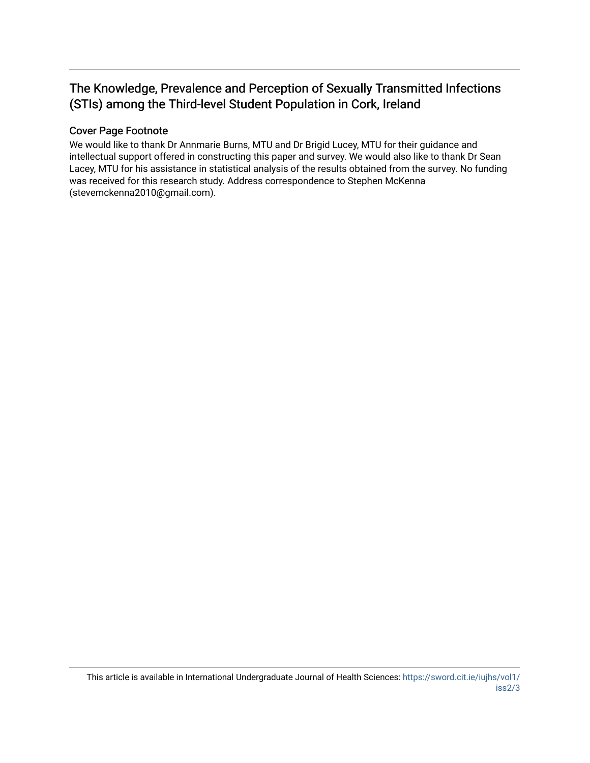## The Knowledge, Prevalence and Perception of Sexually Transmitted Infections (STIs) among the Third-level Student Population in Cork, Ireland

### Cover Page Footnote

We would like to thank Dr Annmarie Burns, MTU and Dr Brigid Lucey, MTU for their guidance and intellectual support offered in constructing this paper and survey. We would also like to thank Dr Sean Lacey, MTU for his assistance in statistical analysis of the results obtained from the survey. No funding was received for this research study. Address correspondence to Stephen McKenna (stevemckenna2010@gmail.com).

This article is available in International Undergraduate Journal of Health Sciences: https://sword.cit.ie/iujhs/vol1/iss2/3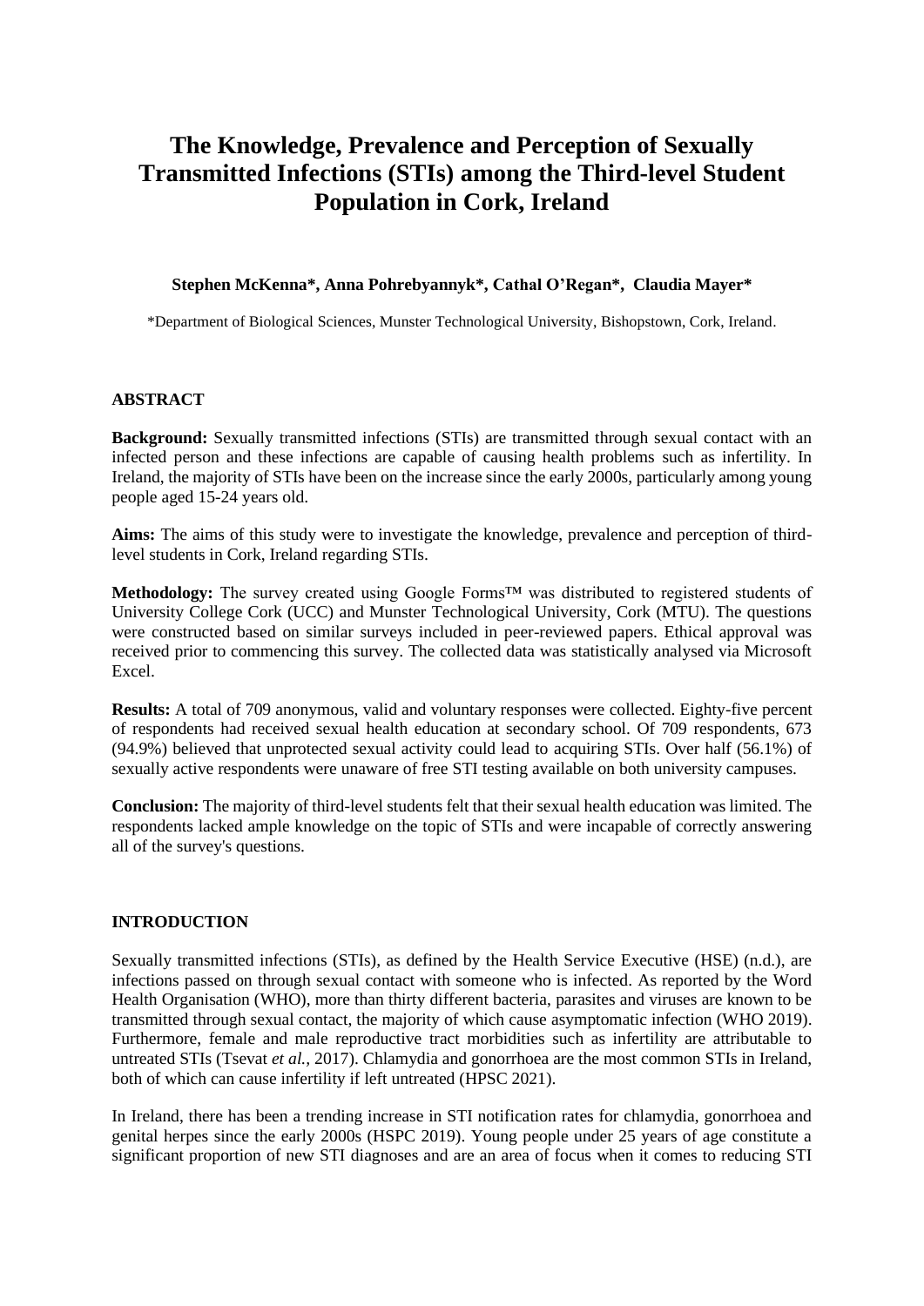# The Knowledge, Prevalence and Perception of Sexually Transmitted Infections (STIs) among the Third-level Student Population in Cork, Ireland

**Stephen McKenna\*, Anna Pohrebyannyk\*, Cathal O'Regan\*, Claudia Mayer\***

\*Department of Biological Sciences, Munster Technological University, Bishopstown, Cork, Ireland.

## ABSTRACT

**Background:** Sexually transmitted infections (STIs) are transmitted through sexual contact with an infected person and these infections are capable of causing health problems such as infertility. In Ireland, the majority of STIs have been on the increase since the early 2000s, particularly among young people aged 15-24 years old.

**Aims:** The aims of this study were to investigate the knowledge, prevalence and perception of third-level students in Cork, Ireland regarding STIs.

**Methodology:** The survey created using Google Forms™ was distributed to registered students of University College Cork (UCC) and Munster Technological University, Cork (MTU). The questions were constructed based on similar surveys included in peer-reviewed papers. Ethical approval was received prior to commencing this survey. The collected data was statistically analysed via Microsoft Excel.

**Results:** A total of 709 anonymous, valid and voluntary responses were collected. Eighty-five percent of respondents had received sexual health education at secondary school. Of 709 respondents, 673 (94.9%) believed that unprotected sexual activity could lead to acquiring STIs. Over half (56.1%) of sexually active respondents were unaware of free STI testing available on both university campuses.

**Conclusion:** The majority of third-level students felt that their sexual health education was limited. The respondents lacked ample knowledge on the topic of STIs and were incapable of correctly answering all of the survey's questions.

## INTRODUCTION

Sexually transmitted infections (STIs), as defined by the Health Service Executive (HSE) (n.d.), are infections passed on through sexual contact with someone who is infected. As reported by the Word Health Organisation (WHO), more than thirty different bacteria, parasites and viruses are known to be transmitted through sexual contact, the majority of which cause asymptomatic infection (WHO 2019). Furthermore, female and male reproductive tract morbidities such as infertility are attributable to untreated STIs (Tsevat *et al.,* 2017). Chlamydia and gonorrhoea are the most common STIs in Ireland, both of which can cause infertility if left untreated (HPSC 2021).

In Ireland, there has been a trending increase in STI notification rates for chlamydia, gonorrhoea and genital herpes since the early 2000s (HSPC 2019). Young people under 25 years of age constitute a significant proportion of new STI diagnoses and are an area of focus when it comes to reducing STI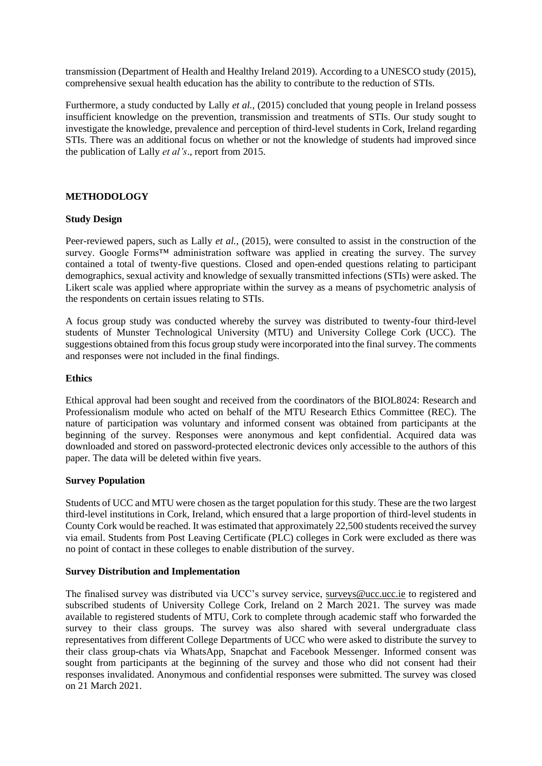transmission (Department of Health and Healthy Ireland 2019). According to a UNESCO study (2015), comprehensive sexual health education has the ability to contribute to the reduction of STIs.

Furthermore, a study conducted by Lally *et al.*, (2015) concluded that young people in Ireland possess insufficient knowledge on the prevention, transmission and treatments of STIs. Our study sought to investigate the knowledge, prevalence and perception of third-level students in Cork, Ireland regarding STIs. There was an additional focus on whether or not the knowledge of students had improved since the publication of Lally *et al's*., report from 2015.

## METHODOLOGY

### Study Design

Peer-reviewed papers, such as Lally *et al.,* (2015), were consulted to assist in the construction of the survey. Google Forms™ administration software was applied in creating the survey. The survey contained a total of twenty-five questions. Closed and open-ended questions relating to participant demographics, sexual activity and knowledge of sexually transmitted infections (STIs) were asked. The Likert scale was applied where appropriate within the survey as a means of psychometric analysis of the respondents on certain issues relating to STIs.

A focus group study was conducted whereby the survey was distributed to twenty-four third-level students of Munster Technological University (MTU) and University College Cork (UCC). The suggestions obtained from this focus group study were incorporated into the final survey. The comments and responses were not included in the final findings.

### Ethics

Ethical approval had been sought and received from the coordinators of the BIOL8024: Research and Professionalism module who acted on behalf of the MTU Research Ethics Committee (REC). The nature of participation was voluntary and informed consent was obtained from participants at the beginning of the survey. Responses were anonymous and kept confidential. Acquired data was downloaded and stored on password-protected electronic devices only accessible to the authors of this paper. The data will be deleted within five years.

### Survey Population

Students of UCC and MTU were chosen as the target population for this study. These are the two largest third-level institutions in Cork, Ireland, which ensured that a large proportion of third-level students in County Cork would be reached. It was estimated that approximately 22,500 students received the survey via email. Students from Post Leaving Certificate (PLC) colleges in Cork were excluded as there was no point of contact in these colleges to enable distribution of the survey.

### Survey Distribution and Implementation

The finalised survey was distributed via UCC's survey service, surveys@ucc.ucc.ie to registered and subscribed students of University College Cork, Ireland on 2 March 2021. The survey was made available to registered students of MTU, Cork to complete through academic staff who forwarded the survey to their class groups. The survey was also shared with several undergraduate class representatives from different College Departments of UCC who were asked to distribute the survey to their class group-chats via WhatsApp, Snapchat and Facebook Messenger. Informed consent was sought from participants at the beginning of the survey and those who did not consent had their responses invalidated. Anonymous and confidential responses were submitted. The survey was closed on 21 March 2021.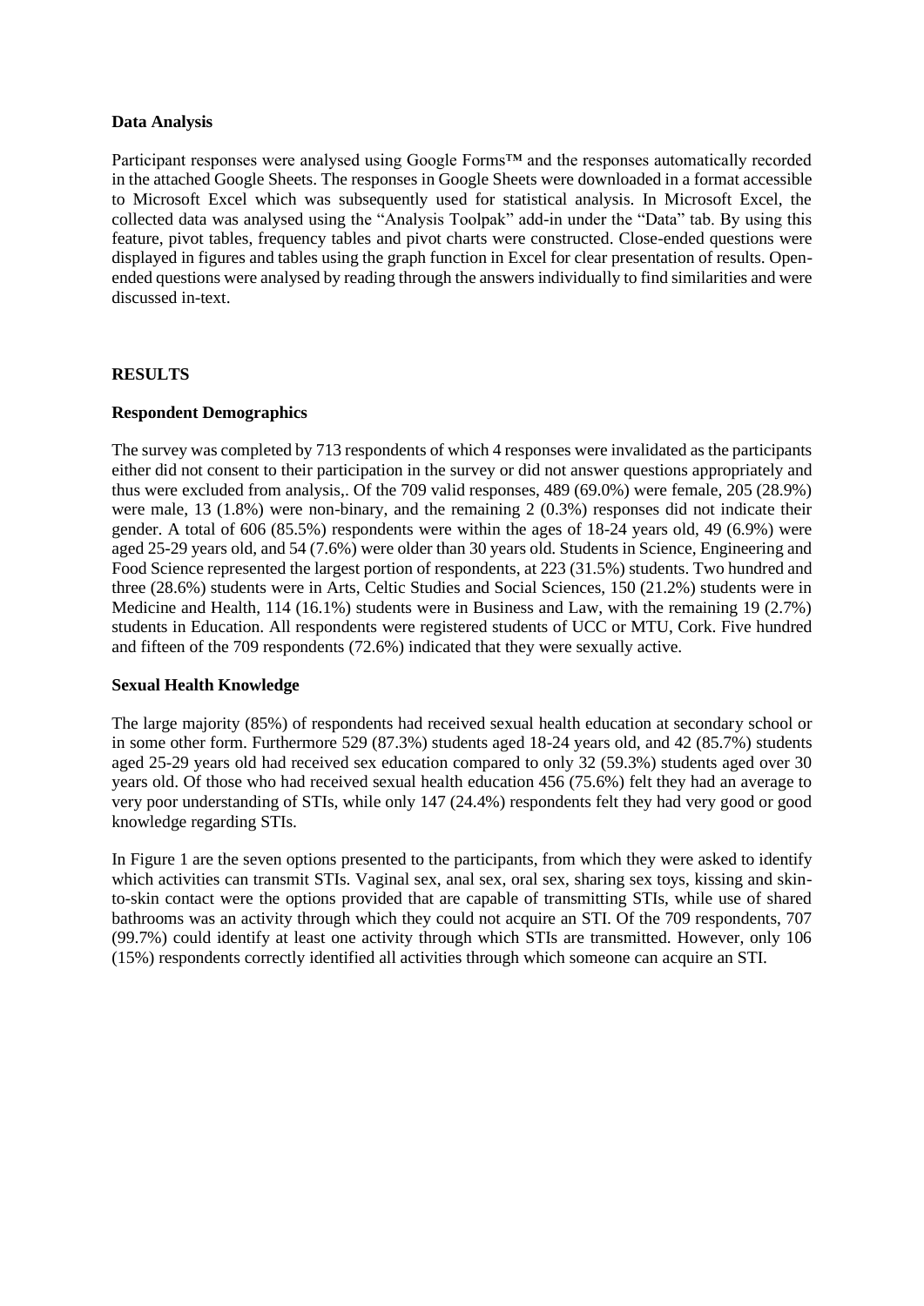**Data Analysis**

Participant responses were analysed using Google Forms™ and the responses automatically recorded in the attached Google Sheets. The responses in Google Sheets were downloaded in a format accessible to Microsoft Excel which was subsequently used for statistical analysis. In Microsoft Excel, the collected data was analysed using the "Analysis Toolpak" add-in under the "Data" tab. By using this feature, pivot tables, frequency tables and pivot charts were constructed. Close-ended questions were displayed in figures and tables using the graph function in Excel for clear presentation of results. Open-ended questions were analysed by reading through the answers individually to find similarities and were discussed in-text.

**RESULTS**

**Respondent Demographics**

The survey was completed by 713 respondents of which 4 responses were invalidated as the participants either did not consent to their participation in the survey or did not answer questions appropriately and thus were excluded from analysis,. Of the 709 valid responses, 489 (69.0%) were female, 205 (28.9%) were male, 13 (1.8%) were non-binary, and the remaining 2 (0.3%) responses did not indicate their gender. A total of 606 (85.5%) respondents were within the ages of 18-24 years old, 49 (6.9%) were aged 25-29 years old, and 54 (7.6%) were older than 30 years old. Students in Science, Engineering and Food Science represented the largest portion of respondents, at 223 (31.5%) students. Two hundred and three (28.6%) students were in Arts, Celtic Studies and Social Sciences, 150 (21.2%) students were in Medicine and Health, 114 (16.1%) students were in Business and Law, with the remaining 19 (2.7%) students in Education. All respondents were registered students of UCC or MTU, Cork. Five hundred and fifteen of the 709 respondents (72.6%) indicated that they were sexually active.

**Sexual Health Knowledge**

The large majority (85%) of respondents had received sexual health education at secondary school or in some other form. Furthermore 529 (87.3%) students aged 18-24 years old, and 42 (85.7%) students aged 25-29 years old had received sex education compared to only 32 (59.3%) students aged over 30 years old. Of those who had received sexual health education 456 (75.6%) felt they had an average to very poor understanding of STIs, while only 147 (24.4%) respondents felt they had very good or good knowledge regarding STIs.

In Figure 1 are the seven options presented to the participants, from which they were asked to identify which activities can transmit STIs. Vaginal sex, anal sex, oral sex, sharing sex toys, kissing and skin-to-skin contact were the options provided that are capable of transmitting STIs, while use of shared bathrooms was an activity through which they could not acquire an STI. Of the 709 respondents, 707 (99.7%) could identify at least one activity through which STIs are transmitted. However, only 106 (15%) respondents correctly identified all activities through which someone can acquire an STI.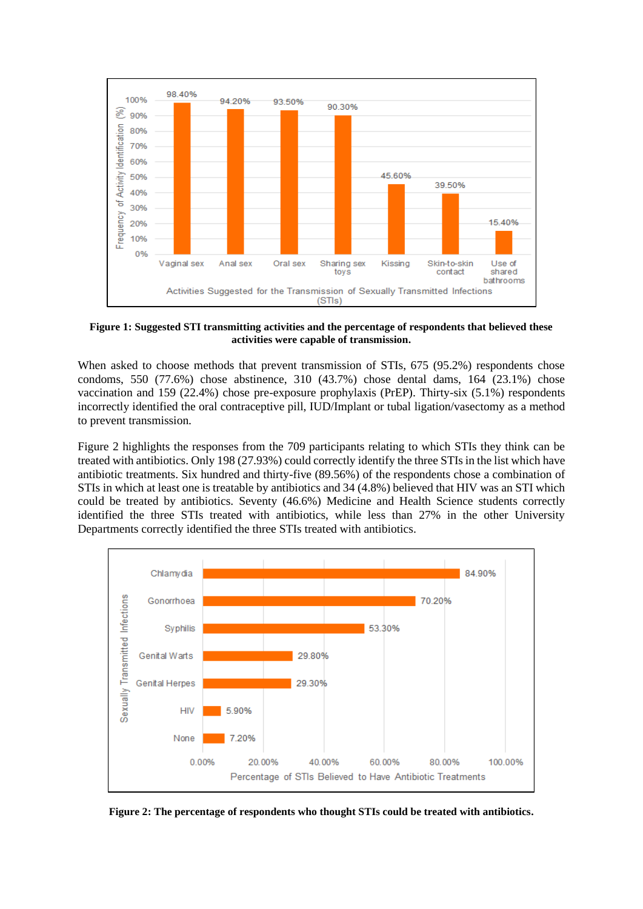**Figure 1: Suggested STI transmitting activities and the percentage of respondents that believed these activities were capable of transmission.**

When asked to choose methods that prevent transmission of STIs, 675 (95.2%) respondents chose condoms, 550 (77.6%) chose abstinence, 310 (43.7%) chose dental dams, 164 (23.1%) chose vaccination and 159 (22.4%) chose pre-exposure prophylaxis (PrEP). Thirty-six (5.1%) respondents incorrectly identified the oral contraceptive pill, IUD/Implant or tubal ligation/vasectomy as a method to prevent transmission.

Figure 2 highlights the responses from the 709 participants relating to which STIs they think can be treated with antibiotics. Only 198 (27.93%) could correctly identify the three STIs in the list which have antibiotic treatments. Six hundred and thirty-five (89.56%) of the respondents chose a combination of STIs in which at least one is treatable by antibiotics and 34 (4.8%) believed that HIV was an STI which could be treated by antibiotics. Seventy (46.6%) Medicine and Health Science students correctly identified the three STIs treated with antibiotics, while less than 27% in the other University Departments correctly identified the three STIs treated with antibiotics.

**Figure 2: The percentage of respondents who thought STIs could be treated with antibiotics.**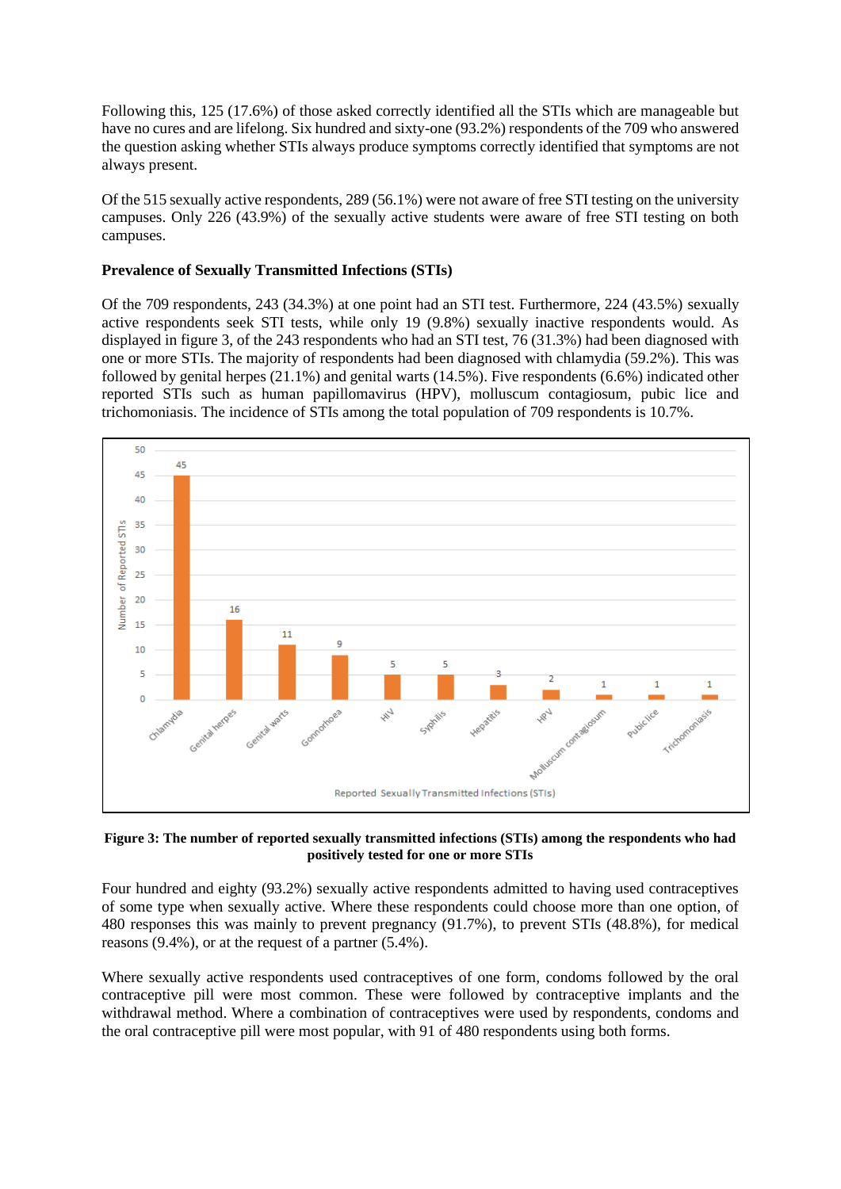Following this, 125 (17.6%) of those asked correctly identified all the STIs which are manageable but have no cures and are lifelong. Six hundred and sixty-one (93.2%) respondents of the 709 who answered the question asking whether STIs always produce symptoms correctly identified that symptoms are not always present.

Of the 515 sexually active respondents, 289 (56.1%) were not aware of free STI testing on the university campuses. Only 226 (43.9%) of the sexually active students were aware of free STI testing on both campuses.

**Prevalence of Sexually Transmitted Infections (STIs)**

Of the 709 respondents, 243 (34.3%) at one point had an STI test. Furthermore, 224 (43.5%) sexually active respondents seek STI tests, while only 19 (9.8%) sexually inactive respondents would. As displayed in figure 3, of the 243 respondents who had an STI test, 76 (31.3%) had been diagnosed with one or more STIs. The majority of respondents had been diagnosed with chlamydia (59.2%). This was followed by genital herpes (21.1%) and genital warts (14.5%). Five respondents (6.6%) indicated other reported STIs such as human papillomavirus (HPV), molluscum contagiosum, pubic lice and trichomoniasis. The incidence of STIs among the total population of 709 respondents is 10.7%.

| Reported Sexually Transmitted Infections (STIs) | Number of Reported STIs |
| --- | --- |
| Chlamydia | 45 |
| Genital herpes | 16 |
| Genital warts | 11 |
| Gonnorhoea | 9 |
| HIV | 5 |
| Syphilis | 5 |
| Hepatitis | 3 |
| HPV | 2 |
| Molluscum contagiosum | 1 |
| Pubic lice | 1 |
| Trichomoniasis | 1 |

**Figure 3: The number of reported sexually transmitted infections (STIs) among the respondents who had positively tested for one or more STIs**

Four hundred and eighty (93.2%) sexually active respondents admitted to having used contraceptives of some type when sexually active. Where these respondents could choose more than one option, of 480 responses this was mainly to prevent pregnancy (91.7%), to prevent STIs (48.8%), for medical reasons (9.4%), or at the request of a partner (5.4%).

Where sexually active respondents used contraceptives of one form, condoms followed by the oral contraceptive pill were most common. These were followed by contraceptive implants and the withdrawal method. Where a combination of contraceptives were used by respondents, condoms and the oral contraceptive pill were most popular, with 91 of 480 respondents using both forms.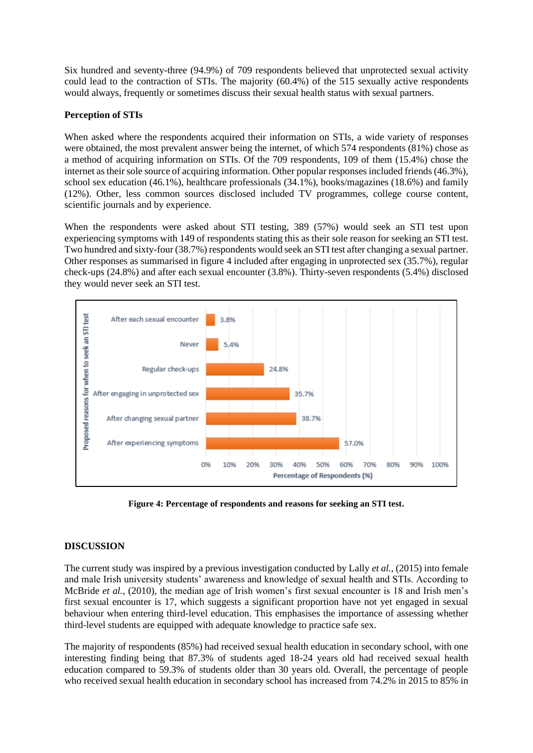Six hundred and seventy-three (94.9%) of 709 respondents believed that unprotected sexual activity could lead to the contraction of STIs. The majority (60.4%) of the 515 sexually active respondents would always, frequently or sometimes discuss their sexual health status with sexual partners.

**Perception of STIs**

When asked where the respondents acquired their information on STIs, a wide variety of responses were obtained, the most prevalent answer being the internet, of which 574 respondents (81%) chose as a method of acquiring information on STIs. Of the 709 respondents, 109 of them (15.4%) chose the internet as their sole source of acquiring information. Other popular responses included friends (46.3%), school sex education (46.1%), healthcare professionals (34.1%), books/magazines (18.6%) and family (12%). Other, less common sources disclosed included TV programmes, college course content, scientific journals and by experience.

When the respondents were asked about STI testing, 389 (57%) would seek an STI test upon experiencing symptoms with 149 of respondents stating this as their sole reason for seeking an STI test. Two hundred and sixty-four (38.7%) respondents would seek an STI test after changing a sexual partner. Other responses as summarised in figure 4 included after engaging in unprotected sex (35.7%), regular check-ups (24.8%) and after each sexual encounter (3.8%). Thirty-seven respondents (5.4%) disclosed they would never seek an STI test.

| Proposed reasons for when to seek an STI test | Percentage of Respondents (%) |
|---|---|
| After each sexual encounter | 3.8% |
| Never | 5.4% |
| Regular check-ups | 24.8% |
| After engaging in unprotected sex | 35.7% |
| After changing sexual partner | 38.7% |
| After experiencing symptoms | 57.0% |

**Figure 4: Percentage of respondents and reasons for seeking an STI test.**

## DISCUSSION

The current study was inspired by a previous investigation conducted by Lally *et al.,* (2015) into female and male Irish university students' awareness and knowledge of sexual health and STIs. According to McBride *et al.,* (2010), the median age of Irish women's first sexual encounter is 18 and Irish men's first sexual encounter is 17, which suggests a significant proportion have not yet engaged in sexual behaviour when entering third-level education. This emphasises the importance of assessing whether third-level students are equipped with adequate knowledge to practice safe sex.

The majority of respondents (85%) had received sexual health education in secondary school, with one interesting finding being that 87.3% of students aged 18-24 years old had received sexual health education compared to 59.3% of students older than 30 years old. Overall, the percentage of people who received sexual health education in secondary school has increased from 74.2% in 2015 to 85% in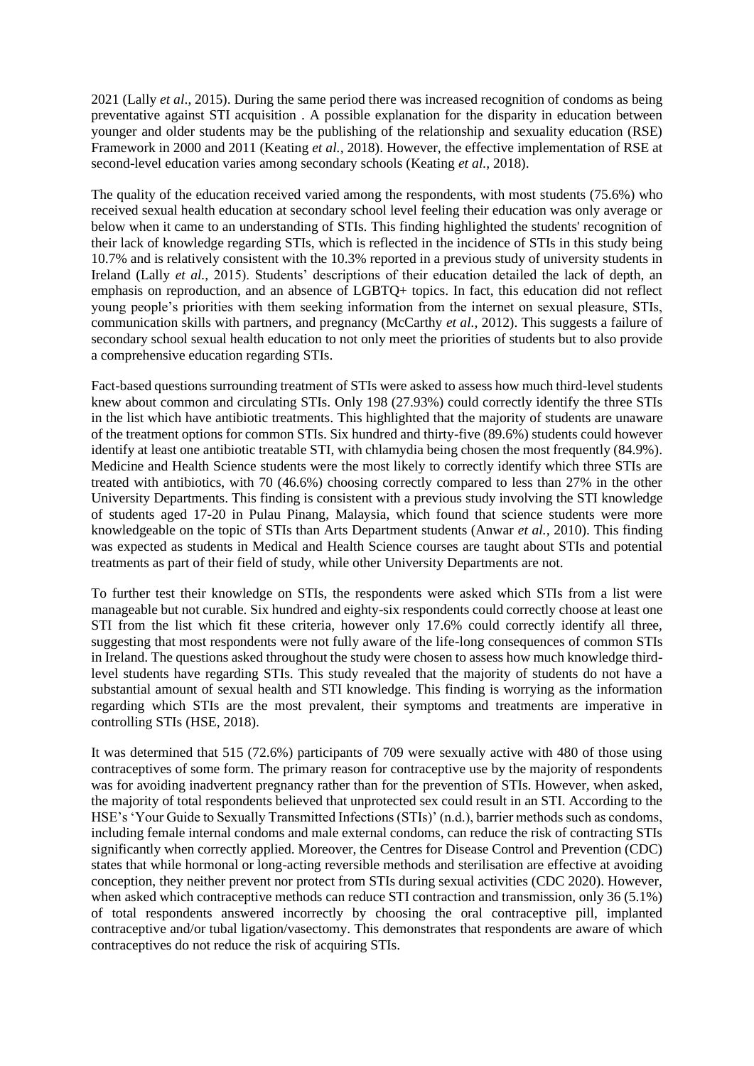2021 (Lally *et al*., 2015). During the same period there was increased recognition of condoms as being preventative against STI acquisition . A possible explanation for the disparity in education between younger and older students may be the publishing of the relationship and sexuality education (RSE) Framework in 2000 and 2011 (Keating *et al.*, 2018). However, the effective implementation of RSE at second-level education varies among secondary schools (Keating *et al.*, 2018).

The quality of the education received varied among the respondents, with most students (75.6%) who received sexual health education at secondary school level feeling their education was only average or below when it came to an understanding of STIs. This finding highlighted the students' recognition of their lack of knowledge regarding STIs, which is reflected in the incidence of STIs in this study being 10.7% and is relatively consistent with the 10.3% reported in a previous study of university students in Ireland (Lally *et al.*, 2015). Students' descriptions of their education detailed the lack of depth, an emphasis on reproduction, and an absence of LGBTQ+ topics. In fact, this education did not reflect young people's priorities with them seeking information from the internet on sexual pleasure, STIs, communication skills with partners, and pregnancy (McCarthy *et al.*, 2012). This suggests a failure of secondary school sexual health education to not only meet the priorities of students but to also provide a comprehensive education regarding STIs.

Fact-based questions surrounding treatment of STIs were asked to assess how much third-level students knew about common and circulating STIs. Only 198 (27.93%) could correctly identify the three STIs in the list which have antibiotic treatments. This highlighted that the majority of students are unaware of the treatment options for common STIs. Six hundred and thirty-five (89.6%) students could however identify at least one antibiotic treatable STI, with chlamydia being chosen the most frequently (84.9%). Medicine and Health Science students were the most likely to correctly identify which three STIs are treated with antibiotics, with 70 (46.6%) choosing correctly compared to less than 27% in the other University Departments. This finding is consistent with a previous study involving the STI knowledge of students aged 17-20 in Pulau Pinang, Malaysia, which found that science students were more knowledgeable on the topic of STIs than Arts Department students (Anwar *et al.*, 2010). This finding was expected as students in Medical and Health Science courses are taught about STIs and potential treatments as part of their field of study, while other University Departments are not.

To further test their knowledge on STIs, the respondents were asked which STIs from a list were manageable but not curable. Six hundred and eighty-six respondents could correctly choose at least one STI from the list which fit these criteria, however only 17.6% could correctly identify all three, suggesting that most respondents were not fully aware of the life-long consequences of common STIs in Ireland. The questions asked throughout the study were chosen to assess how much knowledge third-level students have regarding STIs. This study revealed that the majority of students do not have a substantial amount of sexual health and STI knowledge. This finding is worrying as the information regarding which STIs are the most prevalent, their symptoms and treatments are imperative in controlling STIs (HSE, 2018).

It was determined that 515 (72.6%) participants of 709 were sexually active with 480 of those using contraceptives of some form. The primary reason for contraceptive use by the majority of respondents was for avoiding inadvertent pregnancy rather than for the prevention of STIs. However, when asked, the majority of total respondents believed that unprotected sex could result in an STI. According to the HSE's 'Your Guide to Sexually Transmitted Infections (STIs)' (n.d.), barrier methods such as condoms, including female internal condoms and male external condoms, can reduce the risk of contracting STIs significantly when correctly applied. Moreover, the Centres for Disease Control and Prevention (CDC) states that while hormonal or long-acting reversible methods and sterilisation are effective at avoiding conception, they neither prevent nor protect from STIs during sexual activities (CDC 2020). However, when asked which contraceptive methods can reduce STI contraction and transmission, only 36 (5.1%) of total respondents answered incorrectly by choosing the oral contraceptive pill, implanted contraceptive and/or tubal ligation/vasectomy. This demonstrates that respondents are aware of which contraceptives do not reduce the risk of acquiring STIs.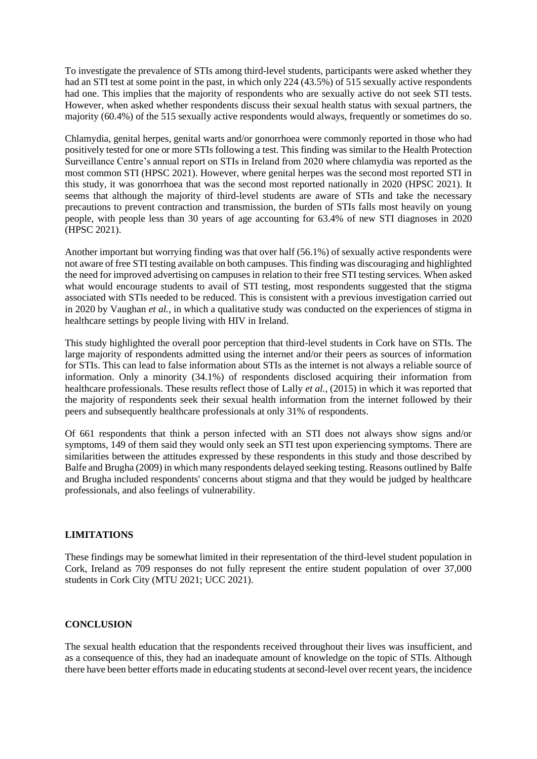To investigate the prevalence of STIs among third-level students, participants were asked whether they had an STI test at some point in the past, in which only 224 (43.5%) of 515 sexually active respondents had one. This implies that the majority of respondents who are sexually active do not seek STI tests. However, when asked whether respondents discuss their sexual health status with sexual partners, the majority (60.4%) of the 515 sexually active respondents would always, frequently or sometimes do so.

Chlamydia, genital herpes, genital warts and/or gonorrhoea were commonly reported in those who had positively tested for one or more STIs following a test. This finding was similar to the Health Protection Surveillance Centre's annual report on STIs in Ireland from 2020 where chlamydia was reported as the most common STI (HPSC 2021). However, where genital herpes was the second most reported STI in this study, it was gonorrhoea that was the second most reported nationally in 2020 (HPSC 2021). It seems that although the majority of third-level students are aware of STIs and take the necessary precautions to prevent contraction and transmission, the burden of STIs falls most heavily on young people, with people less than 30 years of age accounting for 63.4% of new STI diagnoses in 2020 (HPSC 2021).

Another important but worrying finding was that over half (56.1%) of sexually active respondents were not aware of free STI testing available on both campuses. This finding was discouraging and highlighted the need for improved advertising on campuses in relation to their free STI testing services. When asked what would encourage students to avail of STI testing, most respondents suggested that the stigma associated with STIs needed to be reduced. This is consistent with a previous investigation carried out in 2020 by Vaughan *et al.,* in which a qualitative study was conducted on the experiences of stigma in healthcare settings by people living with HIV in Ireland.

This study highlighted the overall poor perception that third-level students in Cork have on STIs. The large majority of respondents admitted using the internet and/or their peers as sources of information for STIs. This can lead to false information about STIs as the internet is not always a reliable source of information. Only a minority (34.1%) of respondents disclosed acquiring their information from healthcare professionals. These results reflect those of Lally *et al.,* (2015) in which it was reported that the majority of respondents seek their sexual health information from the internet followed by their peers and subsequently healthcare professionals at only 31% of respondents.

Of 661 respondents that think a person infected with an STI does not always show signs and/or symptoms, 149 of them said they would only seek an STI test upon experiencing symptoms. There are similarities between the attitudes expressed by these respondents in this study and those described by Balfe and Brugha (2009) in which many respondents delayed seeking testing. Reasons outlined by Balfe and Brugha included respondents' concerns about stigma and that they would be judged by healthcare professionals, and also feelings of vulnerability.

## LIMITATIONS

These findings may be somewhat limited in their representation of the third-level student population in Cork, Ireland as 709 responses do not fully represent the entire student population of over 37,000 students in Cork City (MTU 2021; UCC 2021).

## CONCLUSION

The sexual health education that the respondents received throughout their lives was insufficient, and as a consequence of this, they had an inadequate amount of knowledge on the topic of STIs. Although there have been better efforts made in educating students at second-level over recent years, the incidence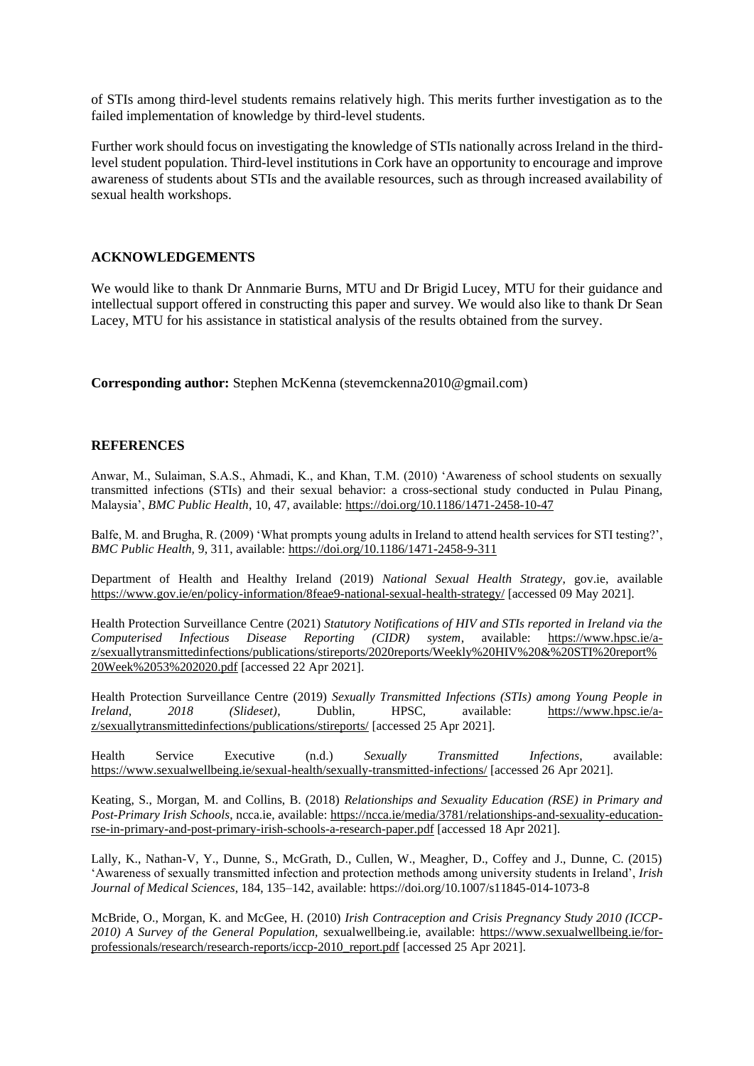of STIs among third-level students remains relatively high. This merits further investigation as to the failed implementation of knowledge by third-level students.

Further work should focus on investigating the knowledge of STIs nationally across Ireland in the third-level student population. Third-level institutions in Cork have an opportunity to encourage and improve awareness of students about STIs and the available resources, such as through increased availability of sexual health workshops.

## ACKNOWLEDGEMENTS

We would like to thank Dr Annmarie Burns, MTU and Dr Brigid Lucey, MTU for their guidance and intellectual support offered in constructing this paper and survey. We would also like to thank Dr Sean Lacey, MTU for his assistance in statistical analysis of the results obtained from the survey.

**Corresponding author:** Stephen McKenna (stevemckenna2010@gmail.com)

## REFERENCES

Anwar, M., Sulaiman, S.A.S., Ahmadi, K., and Khan, T.M. (2010) 'Awareness of school students on sexually transmitted infections (STIs) and their sexual behavior: a cross-sectional study conducted in Pulau Pinang, Malaysia', *BMC Public Health*, 10, 47, available: https://doi.org/10.1186/1471-2458-10-47

Balfe, M. and Brugha, R. (2009) 'What prompts young adults in Ireland to attend health services for STI testing?', *BMC Public Health,* 9, 311, available: https://doi.org/10.1186/1471-2458-9-311

Department of Health and Healthy Ireland (2019) *National Sexual Health Strategy*, gov.ie, available https://www.gov.ie/en/policy-information/8feae9-national-sexual-health-strategy/ [accessed 09 May 2021].

Health Protection Surveillance Centre (2021) *Statutory Notifications of HIV and STIs reported in Ireland via the Computerised Infectious Disease Reporting (CIDR) system*, available: https://www.hpsc.ie/a-z/sexuallytransmittedinfections/publications/stireports/2020reports/Weekly%20HIV%20&%20STI%20report%20Week%2053%202020.pdf [accessed 22 Apr 2021].

Health Protection Surveillance Centre (2019) *Sexually Transmitted Infections (STIs) among Young People in Ireland, 2018 (Slideset)*, Dublin, HPSC, available: https://www.hpsc.ie/a-z/sexuallytransmittedinfections/publications/stireports/ [accessed 25 Apr 2021].

Health Service Executive (n.d.) *Sexually Transmitted Infections*, available: https://www.sexualwellbeing.ie/sexual-health/sexually-transmitted-infections/ [accessed 26 Apr 2021].

Keating, S., Morgan, M. and Collins, B. (2018) *Relationships and Sexuality Education (RSE) in Primary and Post-Primary Irish Schools*, ncca.ie, available: https://ncca.ie/media/3781/relationships-and-sexuality-education-rse-in-primary-and-post-primary-irish-schools-a-research-paper.pdf [accessed 18 Apr 2021].

Lally, K., Nathan-V, Y., Dunne, S., McGrath, D., Cullen, W., Meagher, D., Coffey and J., Dunne, C. (2015) 'Awareness of sexually transmitted infection and protection methods among university students in Ireland', *Irish Journal of Medical Sciences*, 184, 135–142, available: https://doi.org/10.1007/s11845-014-1073-8

McBride, O., Morgan, K. and McGee, H. (2010) *Irish Contraception and Crisis Pregnancy Study 2010 (ICCP-2010) A Survey of the General Population,* sexualwellbeing.ie, available: https://www.sexualwellbeing.ie/for-professionals/research/research-reports/iccp-2010_report.pdf [accessed 25 Apr 2021].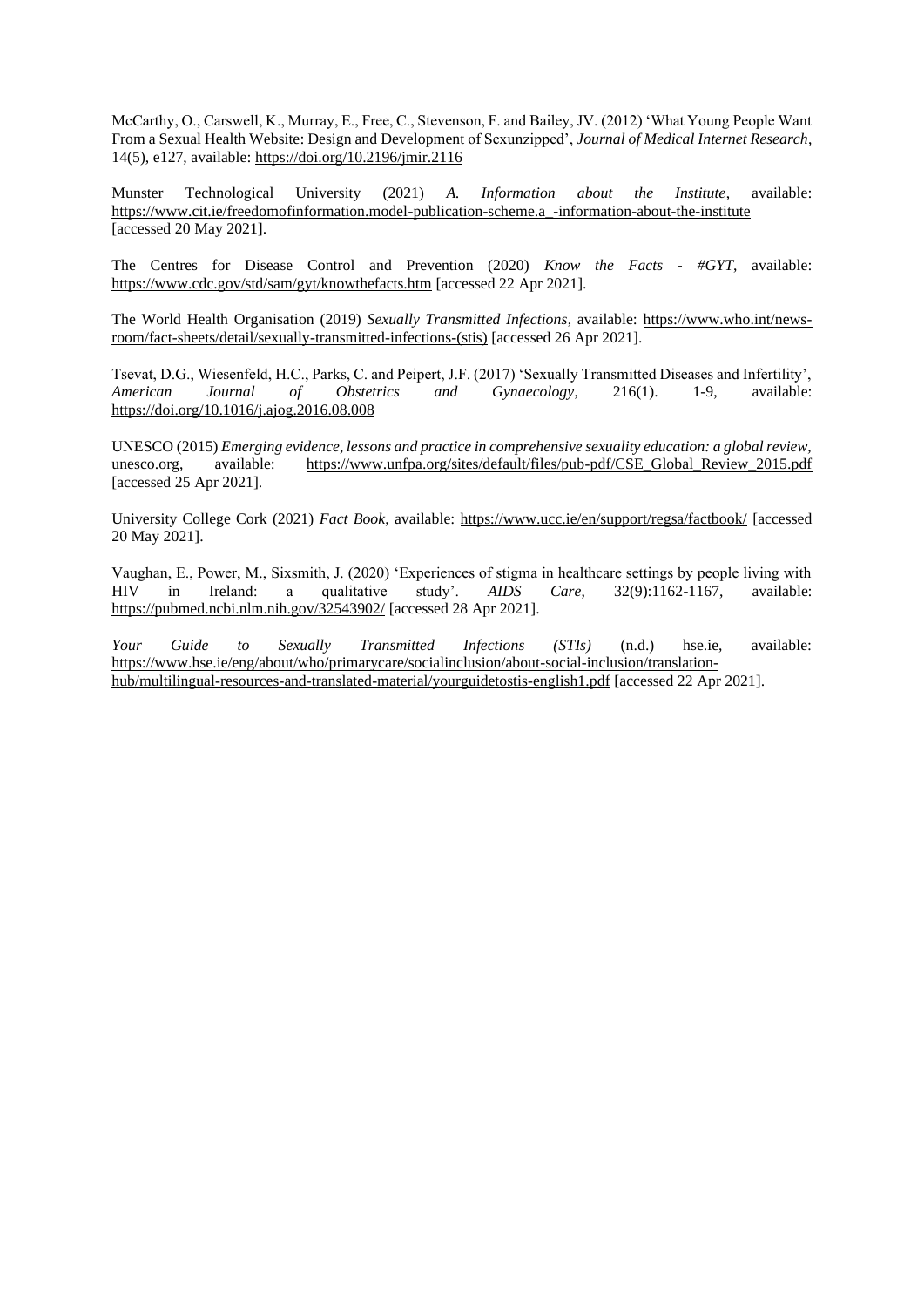McCarthy, O., Carswell, K., Murray, E., Free, C., Stevenson, F. and Bailey, JV. (2012) 'What Young People Want From a Sexual Health Website: Design and Development of Sexunzipped', *Journal of Medical Internet Research*, 14(5), e127, available: https://doi.org/10.2196/jmir.2116

Munster Technological University (2021) *A. Information about the Institute*, available: https://www.cit.ie/freedomofinformation.model-publication-scheme.a_-information-about-the-institute [accessed 20 May 2021].

The Centres for Disease Control and Prevention (2020) *Know the Facts - #GYT*, available: https://www.cdc.gov/std/sam/gyt/knowthefacts.htm [accessed 22 Apr 2021].

The World Health Organisation (2019) *Sexually Transmitted Infections*, available: https://www.who.int/news-room/fact-sheets/detail/sexually-transmitted-infections-(stis) [accessed 26 Apr 2021].

Tsevat, D.G., Wiesenfeld, H.C., Parks, C. and Peipert, J.F. (2017) 'Sexually Transmitted Diseases and Infertility', *American Journal of Obstetrics and Gynaecology*, 216(1). 1-9, available: https://doi.org/10.1016/j.ajog.2016.08.008

UNESCO (2015) *Emerging evidence, lessons and practice in comprehensive sexuality education: a global review*, unesco.org, available: https://www.unfpa.org/sites/default/files/pub-pdf/CSE_Global_Review_2015.pdf [accessed 25 Apr 2021].

University College Cork (2021) *Fact Book*, available: https://www.ucc.ie/en/support/regsa/factbook/ [accessed 20 May 2021].

Vaughan, E., Power, M., Sixsmith, J. (2020) 'Experiences of stigma in healthcare settings by people living with HIV in Ireland: a qualitative study'. *AIDS Care*, 32(9):1162-1167, available: https://pubmed.ncbi.nlm.nih.gov/32543902/ [accessed 28 Apr 2021].

*Your Guide to Sexually Transmitted Infections (STIs)* (n.d.) hse.ie, available: https://www.hse.ie/eng/about/who/primarycare/socialinclusion/about-social-inclusion/translation-hub/multilingual-resources-and-translated-material/yourguidetostis-english1.pdf [accessed 22 Apr 2021].